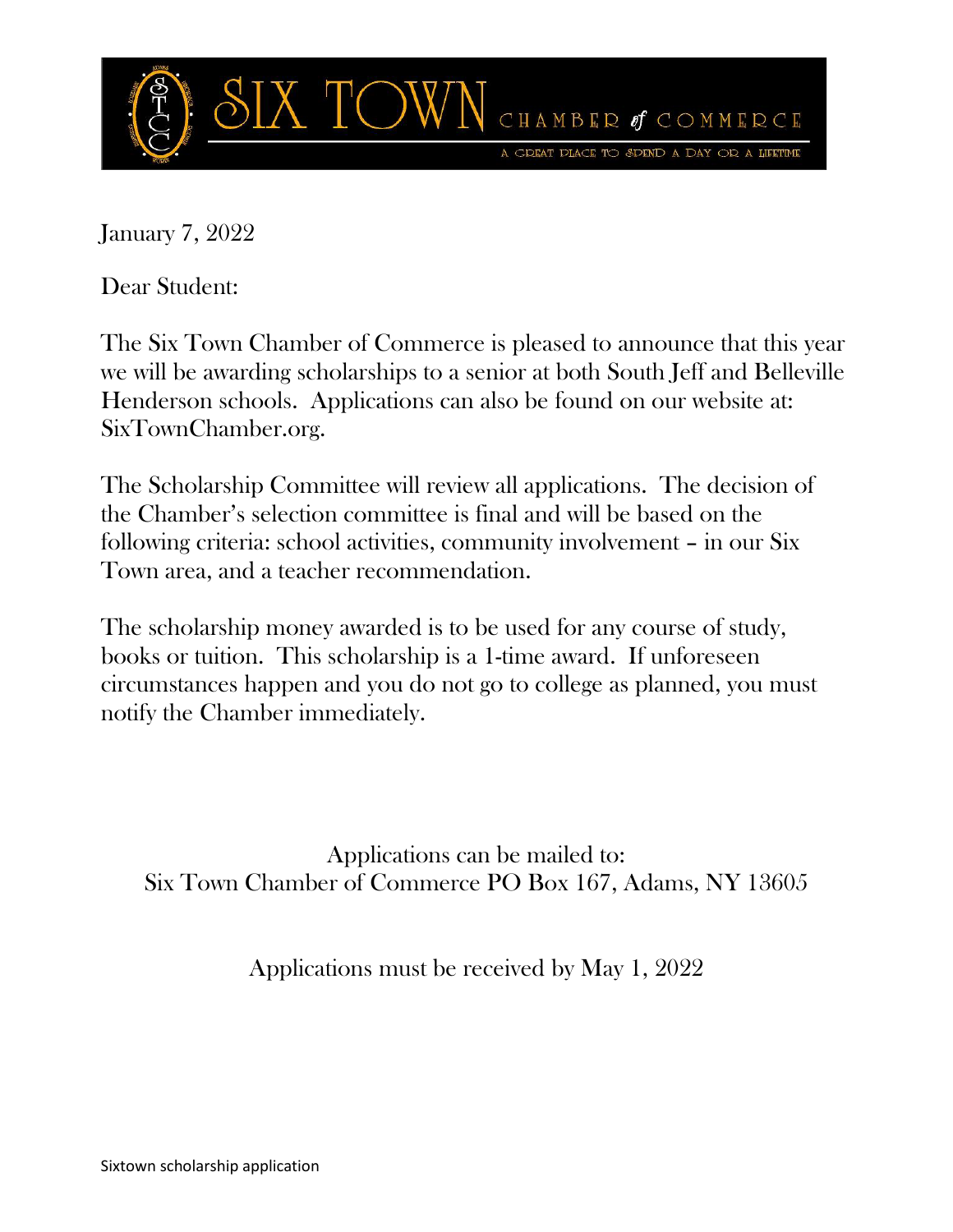# SIX TOWN CHAMBER of COMMERCE

A GREAT PLACE TO SPEND A DAY OR A LIFETIME

January 7, 2022

Dear Student:

The Six Town Chamber of Commerce is pleased to announce that this year we will be awarding scholarships to a senior at both South Jeff and Belleville Henderson schools. Applications can also be found on our website at: SixTownChamber.org.

The Scholarship Committee will review all applications. The decision of the Chamber's selection committee is final and will be based on the following criteria: school activities, community involvement – in our Six Town area, and a teacher recommendation.

The scholarship money awarded is to be used for any course of study, books or tuition. This scholarship is a 1-time award. If unforeseen circumstances happen and you do not go to college as planned, you must notify the Chamber immediately.

Applications can be mailed to:
Six Town Chamber of Commerce PO Box 167, Adams, NY 13605

Applications must be received by May 1, 2022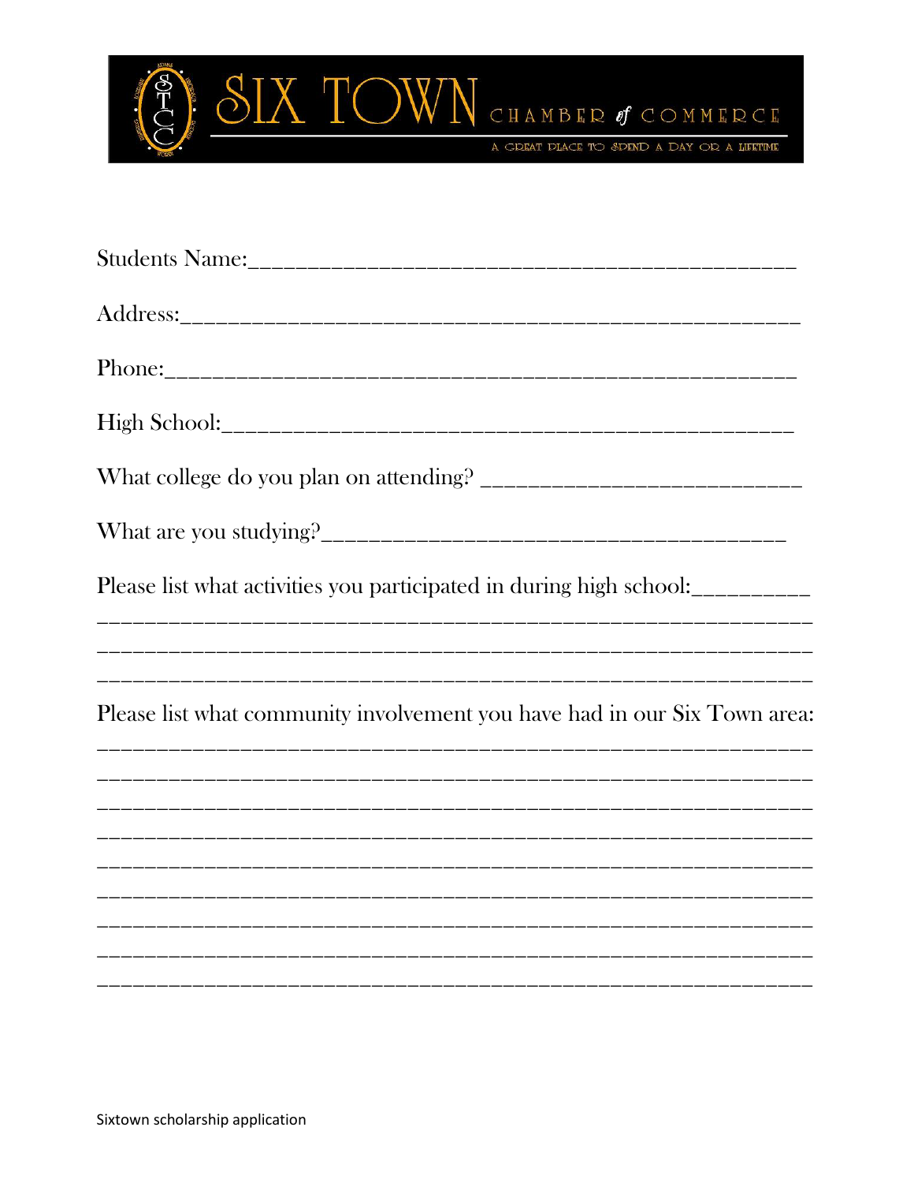SIX TOWN CHAMBER of COMMERCE

A GREAT PLACE TO SPEND A DAY OR A LIFETIME

Students Name:_____________________________________________

Address:_________________________________________________

Phone:___________________________________________________

High School:_______________________________________________

What college do you plan on attending? __________________________

What are you studying?______________________________________

Please list what activities you participated in during high school:__________

_____________________________________________________________

_____________________________________________________________

_____________________________________________________________

Please list what community involvement you have had in our Six Town area:

_____________________________________________________________

_____________________________________________________________

_____________________________________________________________

_____________________________________________________________

_____________________________________________________________

_____________________________________________________________

_____________________________________________________________

_____________________________________________________________

_____________________________________________________________

Sixtown scholarship application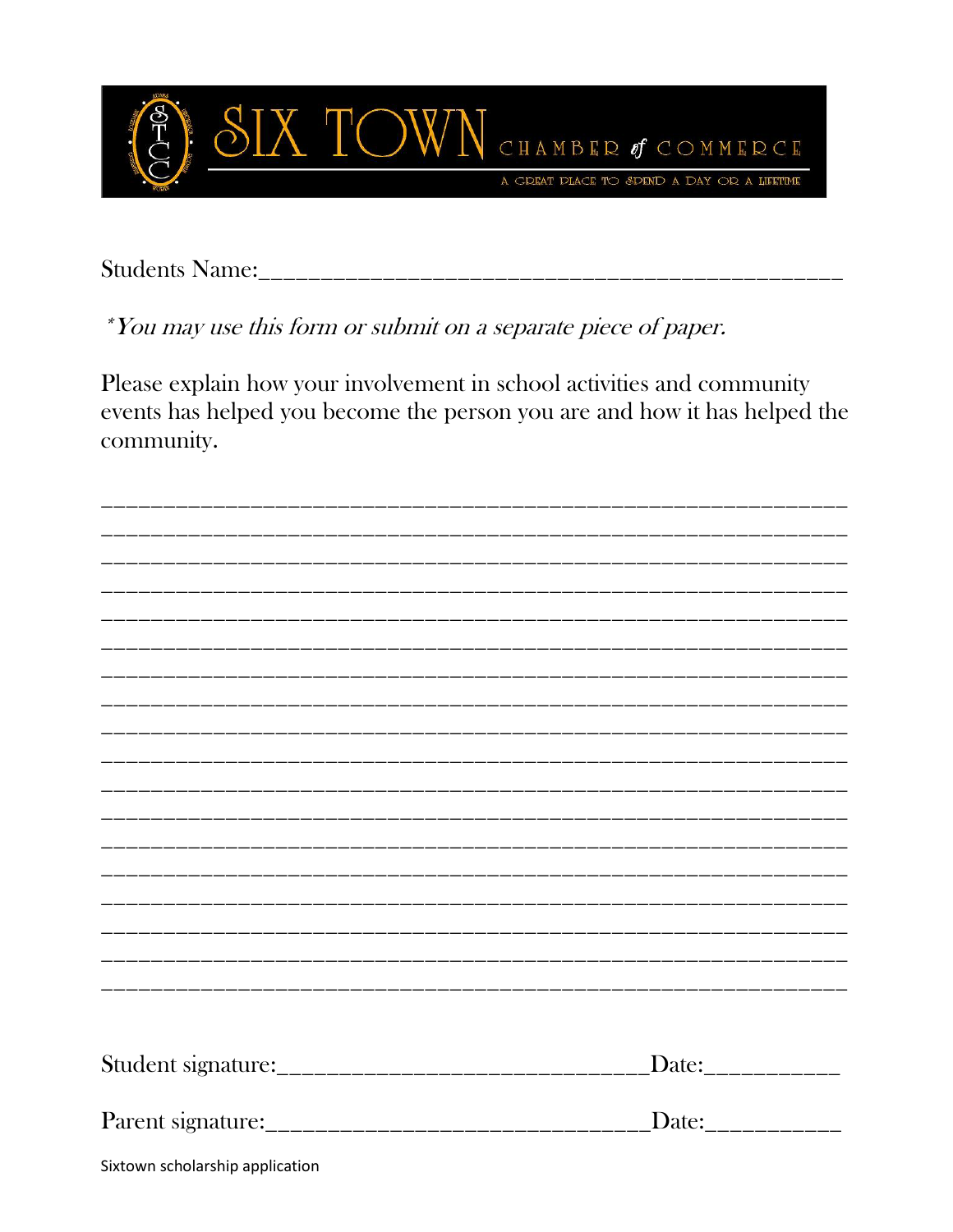# SIX TOWN CHAMBER of COMMERCE

A GREAT PLACE TO SPEND A DAY OR A LIFETIME

Students Name:_______________________________________________

*\*You may use this form or submit on a separate piece of paper.*

Please explain how your involvement in school activities and community events has helped you become the person you are and how it has helped the community.

_____________________________________________________________
_____________________________________________________________
_____________________________________________________________
_____________________________________________________________
_____________________________________________________________
_____________________________________________________________
_____________________________________________________________
_____________________________________________________________
_____________________________________________________________
_____________________________________________________________
_____________________________________________________________
_____________________________________________________________
_____________________________________________________________
_____________________________________________________________
_____________________________________________________________
_____________________________________________________________
_____________________________________________________________
_____________________________________________________________

Student signature:______________________________Date:__________

Parent signature:_______________________________Date:__________

Sixtown scholarship application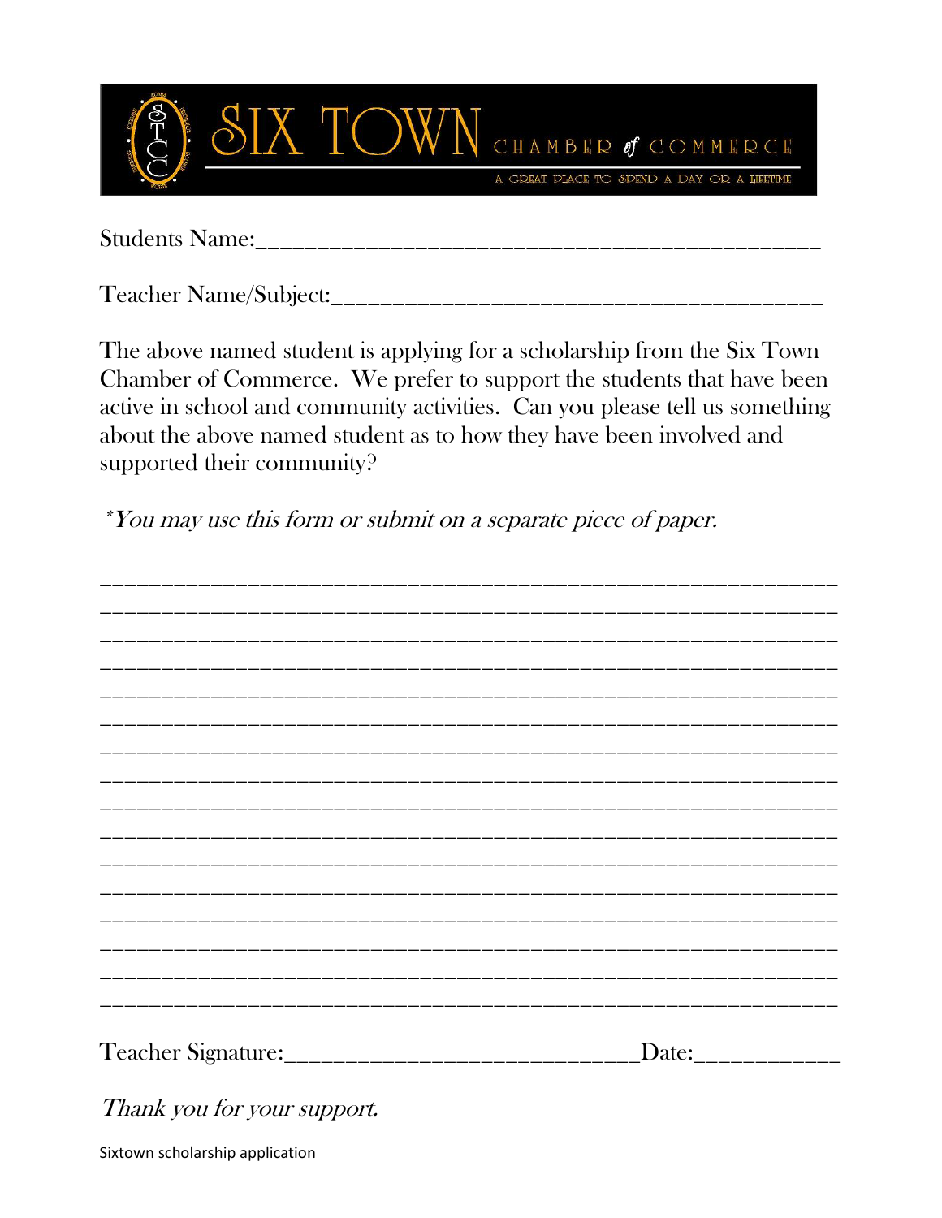# SIX TOWN CHAMBER of COMMERCE

A GREAT PLACE TO SPEND A DAY OR A LIFETIME

Students Name:_______________________________________________

Teacher Name/Subject:_________________________________________

The above named student is applying for a scholarship from the Six Town Chamber of Commerce. We prefer to support the students that have been active in school and community activities. Can you please tell us something about the above named student as to how they have been involved and supported their community?

*\*You may use this form or submit on a separate piece of paper.*

_____________________________________________________________
_____________________________________________________________
_____________________________________________________________
_____________________________________________________________
_____________________________________________________________
_____________________________________________________________
_____________________________________________________________
_____________________________________________________________
_____________________________________________________________
_____________________________________________________________
_____________________________________________________________
_____________________________________________________________
_____________________________________________________________
_____________________________________________________________
_____________________________________________________________
_____________________________________________________________

Teacher Signature:_____________________________Date:___________

*Thank you for your support.*

Sixtown scholarship application